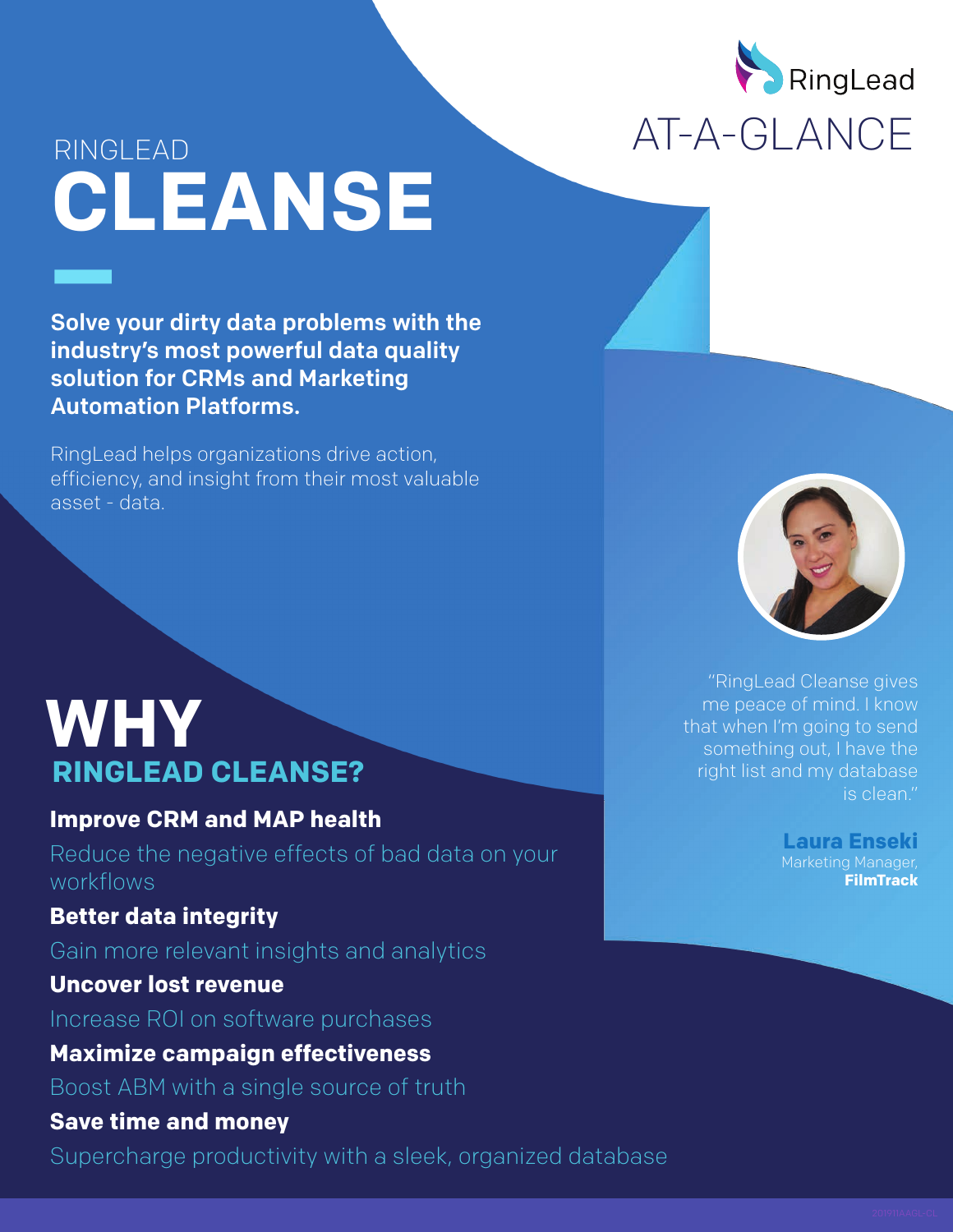RingLead

AT-A-GLANCE

# RINGLEAD CLEANSE

**Solve your dirty data problems with the industry's most powerful data quality solution for CRMs and Marketing Automation Platforms.**

RingLead helps organizations drive action, efficiency, and insight from their most valuable asset - data.

"RingLead Cleanse gives me peace of mind. I know that when I'm going to send something out, I have the right list and my database is clean."

**Laura Enseki**
Marketing Manager,
**FilmTrack**

## WHY RINGLEAD CLEANSE?

**Improve CRM and MAP health**

Reduce the negative effects of bad data on your workflows

**Better data integrity**

Gain more relevant insights and analytics

**Uncover lost revenue**

Increase ROI on software purchases

**Maximize campaign effectiveness**

Boost ABM with a single source of truth

**Save time and money**

Supercharge productivity with a sleek, organized database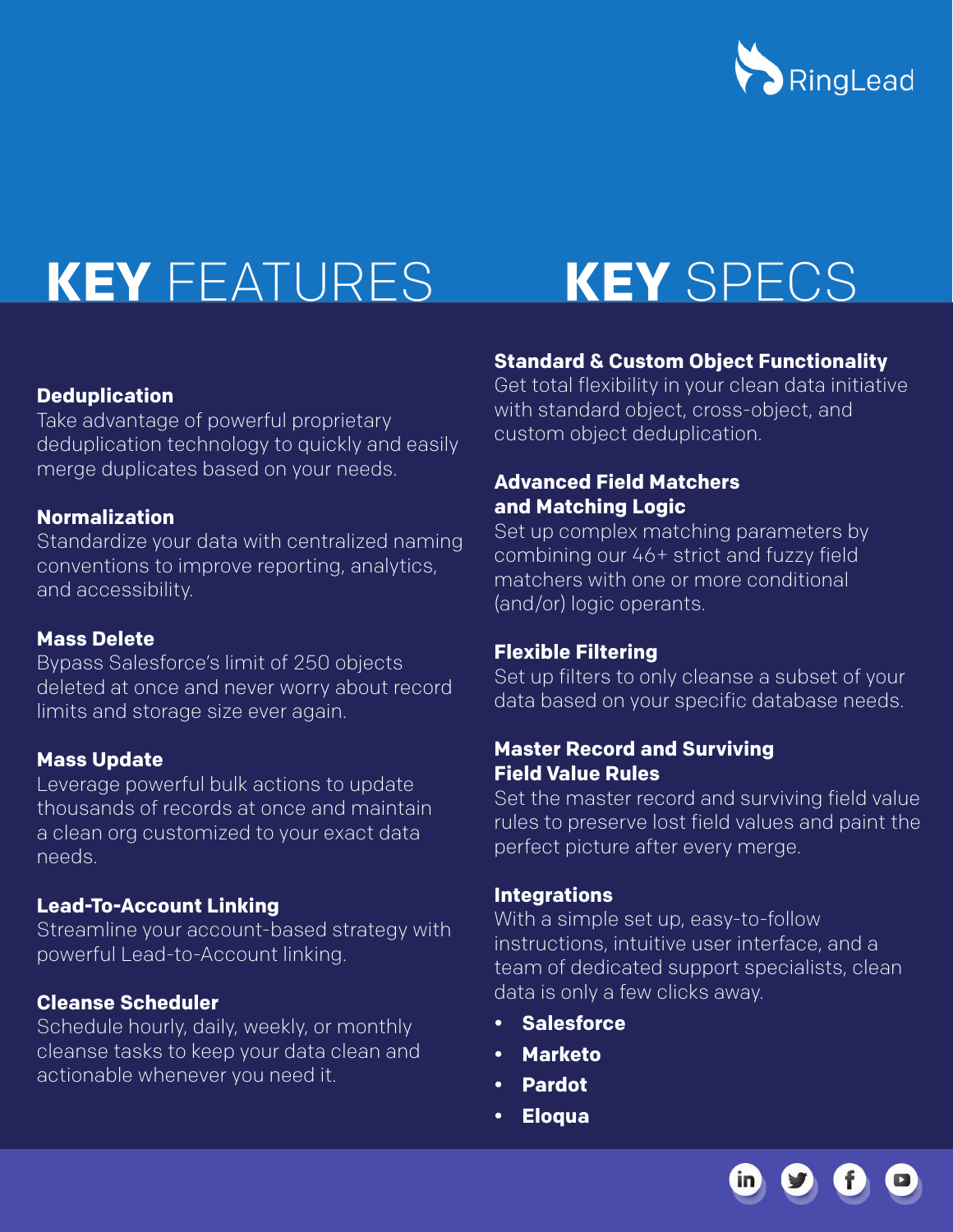RingLead

# KEY FEATURES

### Deduplication

Take advantage of powerful proprietary deduplication technology to quickly and easily merge duplicates based on your needs.

### Normalization

Standardize your data with centralized naming conventions to improve reporting, analytics, and accessibility.

### Mass Delete

Bypass Salesforce's limit of 250 objects deleted at once and never worry about record limits and storage size ever again.

### Mass Update

Leverage powerful bulk actions to update thousands of records at once and maintain a clean org customized to your exact data needs.

### Lead-To-Account Linking

Streamline your account-based strategy with powerful Lead-to-Account linking.

### Cleanse Scheduler

Schedule hourly, daily, weekly, or monthly cleanse tasks to keep your data clean and actionable whenever you need it.

# KEY SPECS

### Standard & Custom Object Functionality

Get total flexibility in your clean data initiative with standard object, cross-object, and custom object deduplication.

### Advanced Field Matchers and Matching Logic

Set up complex matching parameters by combining our 46+ strict and fuzzy field matchers with one or more conditional (and/or) logic operants.

### Flexible Filtering

Set up filters to only cleanse a subset of your data based on your specific database needs.

### Master Record and Surviving Field Value Rules

Set the master record and surviving field value rules to preserve lost field values and paint the perfect picture after every merge.

### Integrations

With a simple set up, easy-to-follow instructions, intuitive user interface, and a team of dedicated support specialists, clean data is only a few clicks away.

- **Salesforce**
- **Marketo**
- **Pardot**
- **Eloqua**